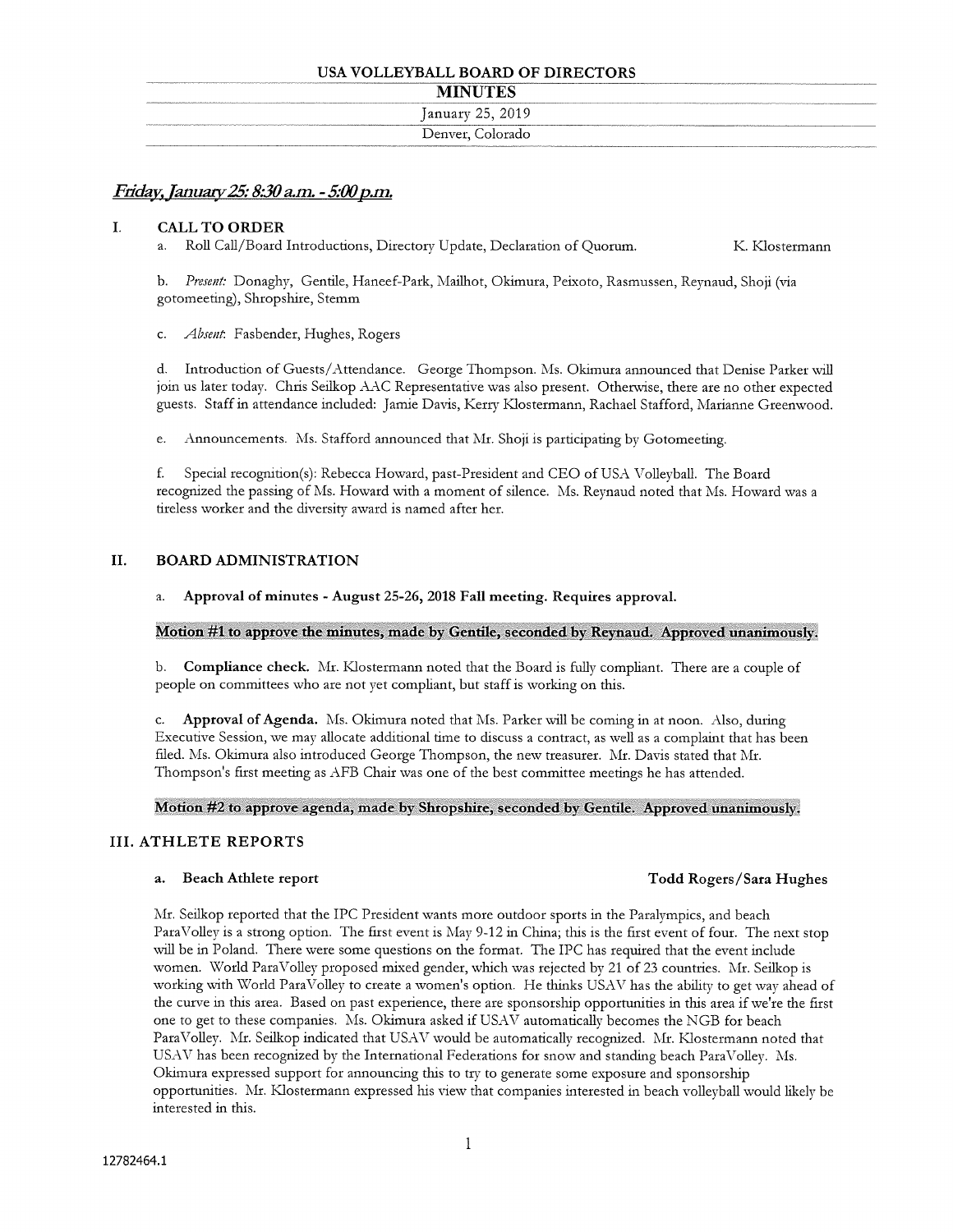# USA VOLLEYBALL BOARD OF DIRECTORS

## MINUTES

January 25, 2019

Denver, Colorado

***Friday, January 25: 8:30 a.m. - 5:00 p.m.***

## I. CALL TO ORDER

a. Roll Call/Board Introductions, Directory Update, Declaration of Quorum. K. Klostermann

b. *Present:* Donaghy, Gentile, Haneef-Park, Mailhot, Okimura, Peixoto, Rasmussen, Reynaud, Shoji (via gotomeeting), Shropshire, Stemm

c. *Absent:* Fasbender, Hughes, Rogers

d. Introduction of Guests/Attendance. George Thompson. Ms. Okimura announced that Denise Parker will join us later today. Chris Seilkop AAC Representative was also present. Otherwise, there are no other expected guests. Staff in attendance included: Jamie Davis, Kerry Klostermann, Rachael Stafford, Marianne Greenwood.

e. Announcements. Ms. Stafford announced that Mr. Shoji is participating by Gotomeeting.

f. Special recognition(s): Rebecca Howard, past-President and CEO of USA Volleyball. The Board recognized the passing of Ms. Howard with a moment of silence. Ms. Reynaud noted that Ms. Howard was a tireless worker and the diversity award is named after her.

## II. BOARD ADMINISTRATION

a. **Approval of minutes - August 25-26, 2018 Fall meeting. Requires approval.**

**Motion #1 to approve the minutes, made by Gentile, seconded by Reynaud. Approved unanimously.**

b. **Compliance check.** Mr. Klostermann noted that the Board is fully compliant. There are a couple of people on committees who are not yet compliant, but staff is working on this.

c. **Approval of Agenda.** Ms. Okimura noted that Ms. Parker will be coming in at noon. Also, during Executive Session, we may allocate additional time to discuss a contract, as well as a complaint that has been filed. Ms. Okimura also introduced George Thompson, the new treasurer. Mr. Davis stated that Mr. Thompson's first meeting as AFB Chair was one of the best committee meetings he has attended.

**Motion #2 to approve agenda, made by Shropshire, seconded by Gentile. Approved unanimously.**

## III. ATHLETE REPORTS

### a. Beach Athlete report — Todd Rogers/Sara Hughes

Mr. Seilkop reported that the IPC President wants more outdoor sports in the Paralympics, and beach ParaVolley is a strong option. The first event is May 9-12 in China; this is the first event of four. The next stop will be in Poland. There were some questions on the format. The IPC has required that the event include women. World ParaVolley proposed mixed gender, which was rejected by 21 of 23 countries. Mr. Seilkop is working with World ParaVolley to create a women's option. He thinks USAV has the ability to get way ahead of the curve in this area. Based on past experience, there are sponsorship opportunities in this area if we're the first one to get to these companies. Ms. Okimura asked if USAV automatically becomes the NGB for beach ParaVolley. Mr. Seilkop indicated that USAV would be automatically recognized. Mr. Klostermann noted that USAV has been recognized by the International Federations for snow and standing beach ParaVolley. Ms. Okimura expressed support for announcing this to try to generate some exposure and sponsorship opportunities. Mr. Klostermann expressed his view that companies interested in beach volleyball would likely be interested in this.

12782464.1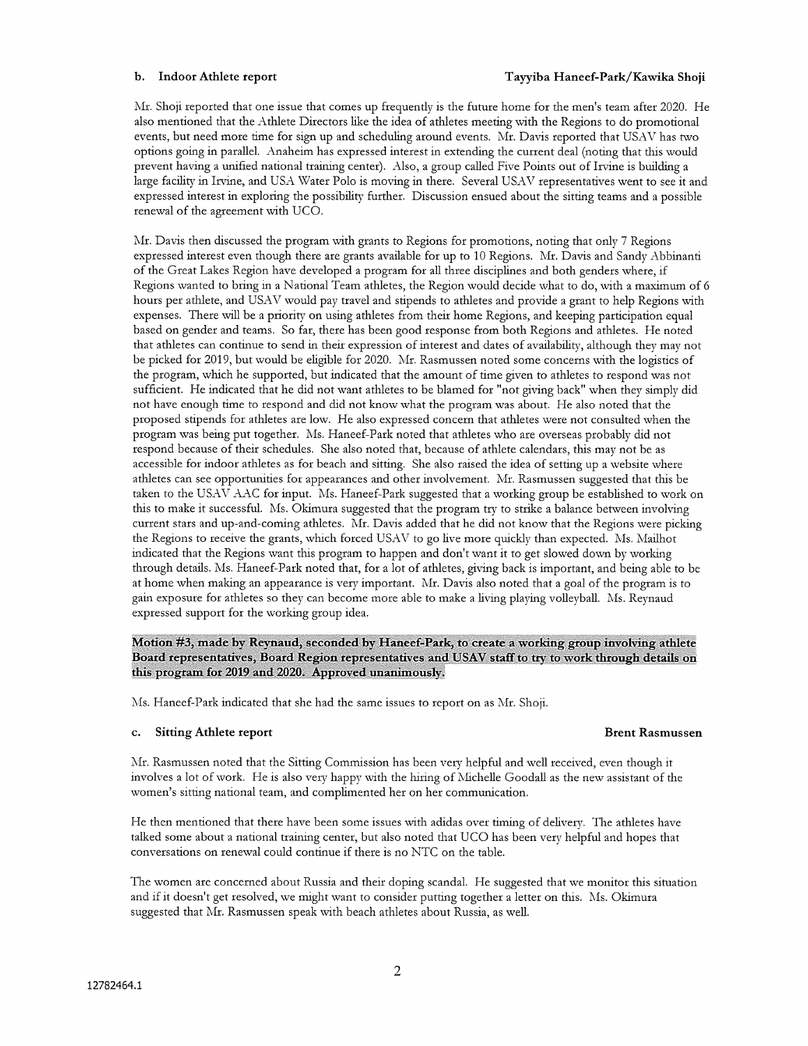### b. Indoor Athlete report — Tayyiba Haneef-Park/Kawika Shoji

Mr. Shoji reported that one issue that comes up frequently is the future home for the men's team after 2020. He also mentioned that the Athlete Directors like the idea of athletes meeting with the Regions to do promotional events, but need more time for sign up and scheduling around events. Mr. Davis reported that USAV has two options going in parallel. Anaheim has expressed interest in extending the current deal (noting that this would prevent having a unified national training center). Also, a group called Five Points out of Irvine is building a large facility in Irvine, and USA Water Polo is moving in there. Several USAV representatives went to see it and expressed interest in exploring the possibility further. Discussion ensued about the sitting teams and a possible renewal of the agreement with UCO.

Mr. Davis then discussed the program with grants to Regions for promotions, noting that only 7 Regions expressed interest even though there are grants available for up to 10 Regions. Mr. Davis and Sandy Abbinanti of the Great Lakes Region have developed a program for all three disciplines and both genders where, if Regions wanted to bring in a National Team athletes, the Region would decide what to do, with a maximum of 6 hours per athlete, and USAV would pay travel and stipends to athletes and provide a grant to help Regions with expenses. There will be a priority on using athletes from their home Regions, and keeping participation equal based on gender and teams. So far, there has been good response from both Regions and athletes. He noted that athletes can continue to send in their expression of interest and dates of availability, although they may not be picked for 2019, but would be eligible for 2020. Mr. Rasmussen noted some concerns with the logistics of the program, which he supported, but indicated that the amount of time given to athletes to respond was not sufficient. He indicated that he did not want athletes to be blamed for "not giving back" when they simply did not have enough time to respond and did not know what the program was about. He also noted that the proposed stipends for athletes are low. He also expressed concern that athletes were not consulted when the program was being put together. Ms. Haneef-Park noted that athletes who are overseas probably did not respond because of their schedules. She also noted that, because of athlete calendars, this may not be as accessible for indoor athletes as for beach and sitting. She also raised the idea of setting up a website where athletes can see opportunities for appearances and other involvement. Mr. Rasmussen suggested that this be taken to the USAV AAC for input. Ms. Haneef-Park suggested that a working group be established to work on this to make it successful. Ms. Okimura suggested that the program try to strike a balance between involving current stars and up-and-coming athletes. Mr. Davis added that he did not know that the Regions were picking the Regions to receive the grants, which forced USAV to go live more quickly than expected. Ms. Mailhot indicated that the Regions want this program to happen and don't want it to get slowed down by working through details. Ms. Haneef-Park noted that, for a lot of athletes, giving back is important, and being able to be at home when making an appearance is very important. Mr. Davis also noted that a goal of the program is to gain exposure for athletes so they can become more able to make a living playing volleyball. Ms. Reynaud expressed support for the working group idea.

**Motion #3, made by Reynaud, seconded by Haneef-Park, to create a working group involving athlete Board representatives, Board Region representatives and USAV staff to try to work through details on this program for 2019 and 2020. Approved unanimously.**

Ms. Haneef-Park indicated that she had the same issues to report on as Mr. Shoji.

### c. Sitting Athlete report — Brent Rasmussen

Mr. Rasmussen noted that the Sitting Commission has been very helpful and well received, even though it involves a lot of work. He is also very happy with the hiring of Michelle Goodall as the new assistant of the women's sitting national team, and complimented her on her communication.

He then mentioned that there have been some issues with adidas over timing of delivery. The athletes have talked some about a national training center, but also noted that UCO has been very helpful and hopes that conversations on renewal could continue if there is no NTC on the table.

The women are concerned about Russia and their doping scandal. He suggested that we monitor this situation and if it doesn't get resolved, we might want to consider putting together a letter on this. Ms. Okimura suggested that Mr. Rasmussen speak with beach athletes about Russia, as well.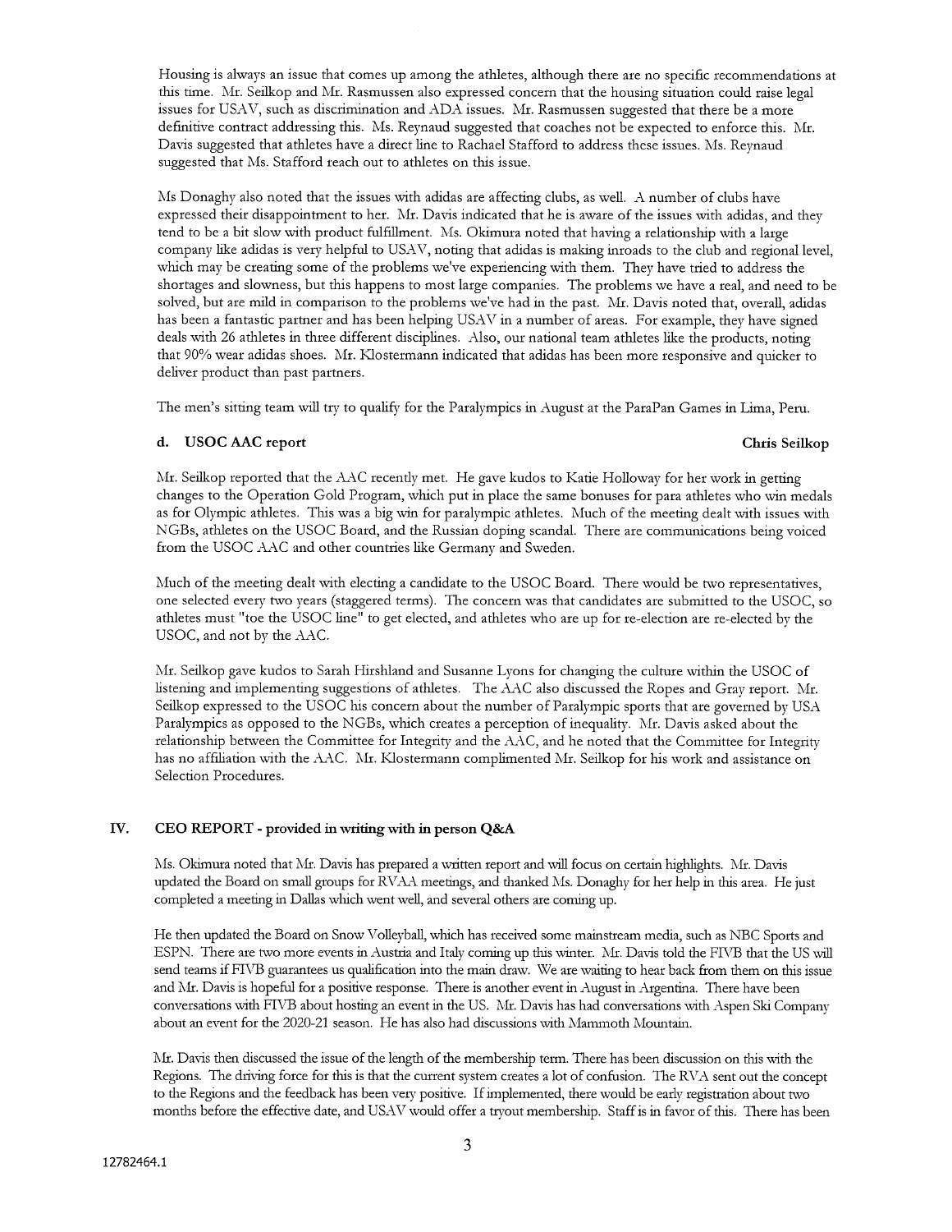Housing is always an issue that comes up among the athletes, although there are no specific recommendations at this time. Mr. Seilkop and Mr. Rasmussen also expressed concern that the housing situation could raise legal issues for USAV, such as discrimination and ADA issues. Mr. Rasmussen suggested that there be a more definitive contract addressing this. Ms. Reynaud suggested that coaches not be expected to enforce this. Mr. Davis suggested that athletes have a direct line to Rachael Stafford to address these issues. Ms. Reynaud suggested that Ms. Stafford reach out to athletes on this issue.

Ms Donaghy also noted that the issues with adidas are affecting clubs, as well. A number of clubs have expressed their disappointment to her. Mr. Davis indicated that he is aware of the issues with adidas, and they tend to be a bit slow with product fulfillment. Ms. Okimura noted that having a relationship with a large company like adidas is very helpful to USAV, noting that adidas is making inroads to the club and regional level, which may be creating some of the problems we've experiencing with them. They have tried to address the shortages and slowness, but this happens to most large companies. The problems we have a real, and need to be solved, but are mild in comparison to the problems we've had in the past. Mr. Davis noted that, overall, adidas has been a fantastic partner and has been helping USAV in a number of areas. For example, they have signed deals with 26 athletes in three different disciplines. Also, our national team athletes like the products, noting that 90% wear adidas shoes. Mr. Klostermann indicated that adidas has been more responsive and quicker to deliver product than past partners.

The men's sitting team will try to qualify for the Paralympics in August at the ParaPan Games in Lima, Peru.

### d. USOC AAC report — Chris Seilkop

Mr. Seilkop reported that the AAC recently met. He gave kudos to Katie Holloway for her work in getting changes to the Operation Gold Program, which put in place the same bonuses for para athletes who win medals as for Olympic athletes. This was a big win for paralympic athletes. Much of the meeting dealt with issues with NGBs, athletes on the USOC Board, and the Russian doping scandal. There are communications being voiced from the USOC AAC and other countries like Germany and Sweden.

Much of the meeting dealt with electing a candidate to the USOC Board. There would be two representatives, one selected every two years (staggered terms). The concern was that candidates are submitted to the USOC, so athletes must "toe the USOC line" to get elected, and athletes who are up for re-election are re-elected by the USOC, and not by the AAC.

Mr. Seilkop gave kudos to Sarah Hirshland and Susanne Lyons for changing the culture within the USOC of listening and implementing suggestions of athletes. The AAC also discussed the Ropes and Gray report. Mr. Seilkop expressed to the USOC his concern about the number of Paralympic sports that are governed by USA Paralympics as opposed to the NGBs, which creates a perception of inequality. Mr. Davis asked about the relationship between the Committee for Integrity and the AAC, and he noted that the Committee for Integrity has no affiliation with the AAC. Mr. Klostermann complimented Mr. Seilkop for his work and assistance on Selection Procedures.

## IV. CEO REPORT - provided in writing with in person Q&A

Ms. Okimura noted that Mr. Davis has prepared a written report and will focus on certain highlights. Mr. Davis updated the Board on small groups for RVAA meetings, and thanked Ms. Donaghy for her help in this area. He just completed a meeting in Dallas which went well, and several others are coming up.

He then updated the Board on Snow Volleyball, which has received some mainstream media, such as NBC Sports and ESPN. There are two more events in Austria and Italy coming up this winter. Mr. Davis told the FIVB that the US will send teams if FIVB guarantees us qualification into the main draw. We are waiting to hear back from them on this issue and Mr. Davis is hopeful for a positive response. There is another event in August in Argentina. There have been conversations with FIVB about hosting an event in the US. Mr. Davis has had conversations with Aspen Ski Company about an event for the 2020-21 season. He has also had discussions with Mammoth Mountain.

Mr. Davis then discussed the issue of the length of the membership term. There has been discussion on this with the Regions. The driving force for this is that the current system creates a lot of confusion. The RVA sent out the concept to the Regions and the feedback has been very positive. If implemented, there would be early registration about two months before the effective date, and USAV would offer a tryout membership. Staff is in favor of this. There has been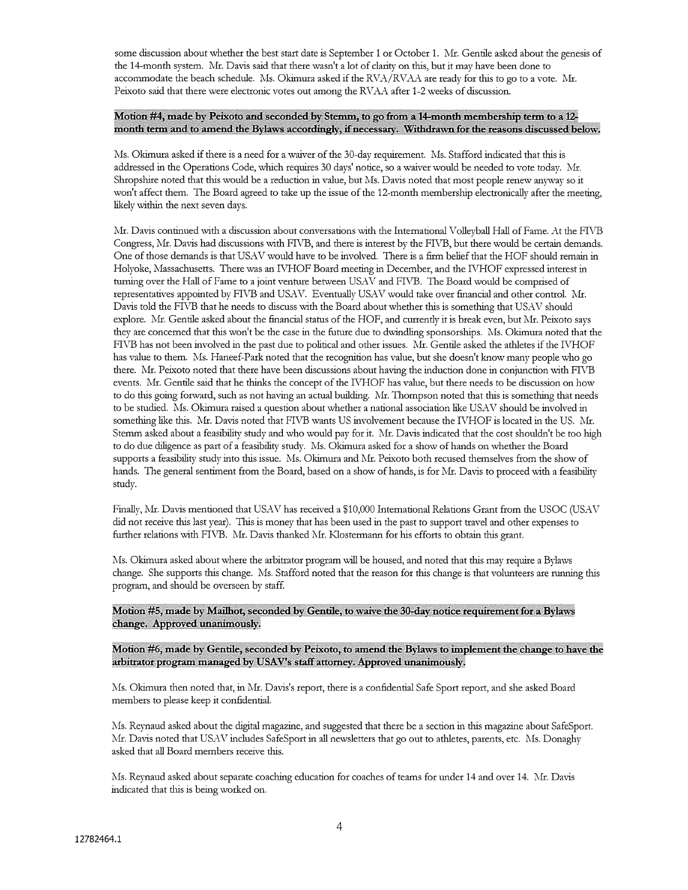some discussion about whether the best start date is September 1 or October 1. Mr. Gentile asked about the genesis of the 14-month system. Mr. Davis said that there wasn't a lot of clarity on this, but it may have been done to accommodate the beach schedule. Ms. Okimura asked if the RVA/RVAA are ready for this to go to a vote. Mr. Peixoto said that there were electronic votes out among the RVAA after 1-2 weeks of discussion.

**Motion #4, made by Peixoto and seconded by Stemm, to go from a 14-month membership term to a 12-month term and to amend the Bylaws accordingly, if necessary. Withdrawn for the reasons discussed below.**

Ms. Okimura asked if there is a need for a waiver of the 30-day requirement. Ms. Stafford indicated that this is addressed in the Operations Code, which requires 30 days' notice, so a waiver would be needed to vote today. Mr. Shropshire noted that this would be a reduction in value, but Ms. Davis noted that most people renew anyway so it won't affect them. The Board agreed to take up the issue of the 12-month membership electronically after the meeting, likely within the next seven days.

Mr. Davis continued with a discussion about conversations with the International Volleyball Hall of Fame. At the FIVB Congress, Mr. Davis had discussions with FIVB, and there is interest by the FIVB, but there would be certain demands. One of those demands is that USAV would have to be involved. There is a firm belief that the HOF should remain in Holyoke, Massachusetts. There was an IVHOF Board meeting in December, and the IVHOF expressed interest in turning over the Hall of Fame to a joint venture between USAV and FIVB. The Board would be comprised of representatives appointed by FIVB and USAV. Eventually USAV would take over financial and other control. Mr. Davis told the FIVB that he needs to discuss with the Board about whether this is something that USAV should explore. Mr. Gentile asked about the financial status of the HOF, and currently it is break even, but Mr. Peixoto says they are concerned that this won't be the case in the future due to dwindling sponsorships. Ms. Okimura noted that the FIVB has not been involved in the past due to political and other issues. Mr. Gentile asked the athletes if the IVHOF has value to them. Ms. Haneef-Park noted that the recognition has value, but she doesn't know many people who go there. Mr. Peixoto noted that there have been discussions about having the induction done in conjunction with FIVB events. Mr. Gentile said that he thinks the concept of the IVHOF has value, but there needs to be discussion on how to do this going forward, such as not having an actual building. Mr. Thompson noted that this is something that needs to be studied. Ms. Okimura raised a question about whether a national association like USAV should be involved in something like this. Mr. Davis noted that FIVB wants US involvement because the IVHOF is located in the US. Mr. Stemm asked about a feasibility study and who would pay for it. Mr. Davis indicated that the cost shouldn't be too high to do due diligence as part of a feasibility study. Ms. Okimura asked for a show of hands on whether the Board supports a feasibility study into this issue. Ms. Okimura and Mr. Peixoto both recused themselves from the show of hands. The general sentiment from the Board, based on a show of hands, is for Mr. Davis to proceed with a feasibility study.

Finally, Mr. Davis mentioned that USAV has received a $10,000 International Relations Grant from the USOC (USAV did not receive this last year). This is money that has been used in the past to support travel and other expenses to further relations with FIVB. Mr. Davis thanked Mr. Klostermann for his efforts to obtain this grant.

Ms. Okimura asked about where the arbitrator program will be housed, and noted that this may require a Bylaws change. She supports this change. Ms. Stafford noted that the reason for this change is that volunteers are running this program, and should be overseen by staff.

**Motion #5, made by Mailhot, seconded by Gentile, to waive the 30-day notice requirement for a Bylaws change. Approved unanimously.**

**Motion #6, made by Gentile, seconded by Peixoto, to amend the Bylaws to implement the change to have the arbitrator program managed by USAV's staff attorney. Approved unanimously.**

Ms. Okimura then noted that, in Mr. Davis's report, there is a confidential Safe Sport report, and she asked Board members to please keep it confidential.

Ms. Reynaud asked about the digital magazine, and suggested that there be a section in this magazine about SafeSport. Mr. Davis noted that USAV includes SafeSport in all newsletters that go out to athletes, parents, etc. Ms. Donaghy asked that all Board members receive this.

Ms. Reynaud asked about separate coaching education for coaches of teams for under 14 and over 14. Mr. Davis indicated that this is being worked on.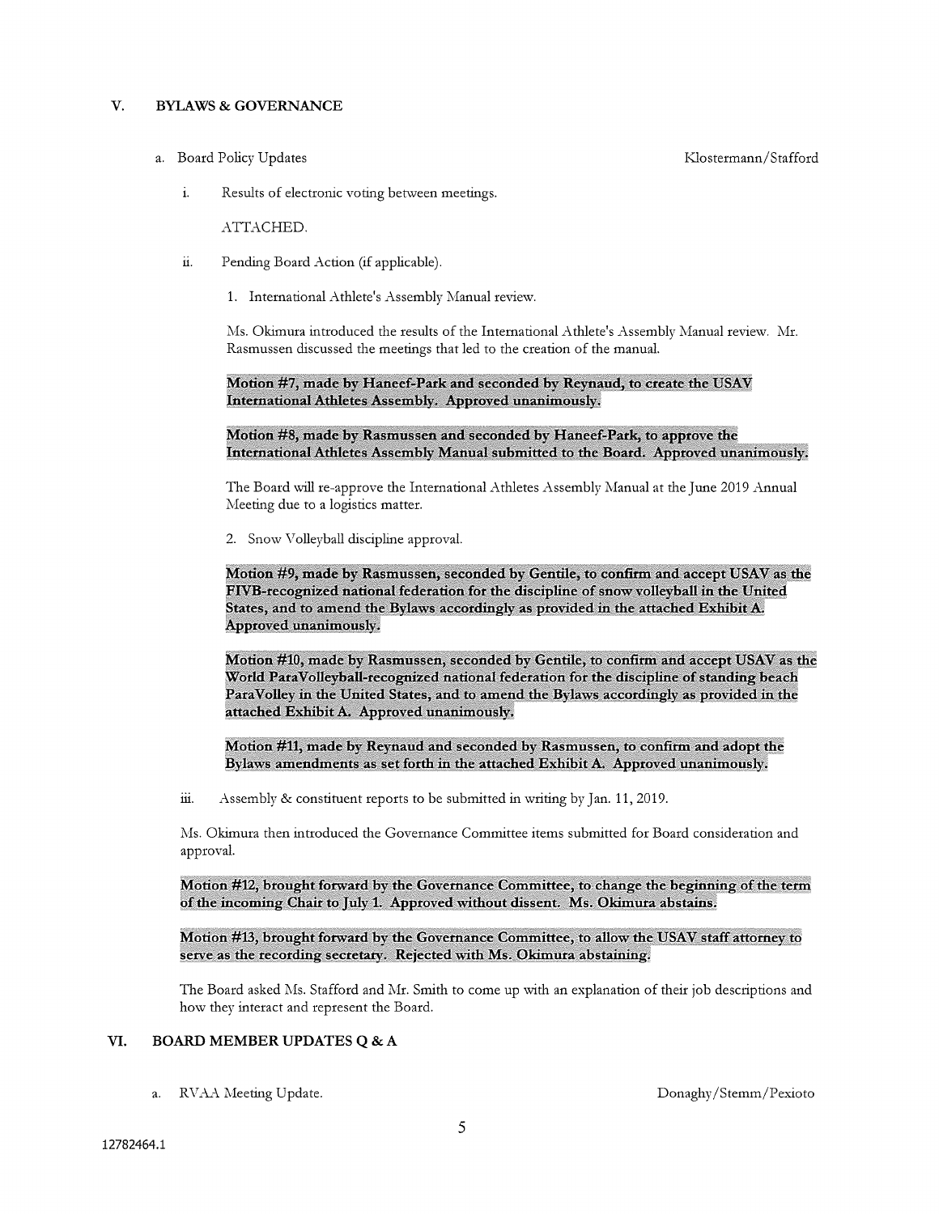## V. BYLAWS & GOVERNANCE

a. Board Policy Updates — Klostermann/Stafford

i. Results of electronic voting between meetings.

ATTACHED.

ii. Pending Board Action (if applicable).

1. International Athlete's Assembly Manual review.

Ms. Okimura introduced the results of the International Athlete's Assembly Manual review. Mr. Rasmussen discussed the meetings that led to the creation of the manual.

**Motion #7, made by Haneef-Park and seconded by Reynaud, to create the USAV International Athletes Assembly. Approved unanimously.**

**Motion #8, made by Rasmussen and seconded by Haneef-Park, to approve the International Athletes Assembly Manual submitted to the Board. Approved unanimously.**

The Board will re-approve the International Athletes Assembly Manual at the June 2019 Annual Meeting due to a logistics matter.

2. Snow Volleyball discipline approval.

**Motion #9, made by Rasmussen, seconded by Gentile, to confirm and accept USAV as the FIVB-recognized national federation for the discipline of snow volleyball in the United States, and to amend the Bylaws accordingly as provided in the attached Exhibit A. Approved unanimously.**

**Motion #10, made by Rasmussen, seconded by Gentile, to confirm and accept USAV as the World ParaVolleyball-recognized national federation for the discipline of standing beach ParaVolley in the United States, and to amend the Bylaws accordingly as provided in the attached Exhibit A. Approved unanimously.**

**Motion #11, made by Reynaud and seconded by Rasmussen, to confirm and adopt the Bylaws amendments as set forth in the attached Exhibit A. Approved unanimously.**

iii. Assembly & constituent reports to be submitted in writing by Jan. 11, 2019.

Ms. Okimura then introduced the Governance Committee items submitted for Board consideration and approval.

**Motion #12, brought forward by the Governance Committee, to change the beginning of the term of the incoming Chair to July 1. Approved without dissent. Ms. Okimura abstains.**

**Motion #13, brought forward by the Governance Committee, to allow the USAV staff attorney to serve as the recording secretary. Rejected with Ms. Okimura abstaining.**

The Board asked Ms. Stafford and Mr. Smith to come up with an explanation of their job descriptions and how they interact and represent the Board.

## VI. BOARD MEMBER UPDATES Q & A

a. RVAA Meeting Update. — Donaghy/Stemm/Pexioto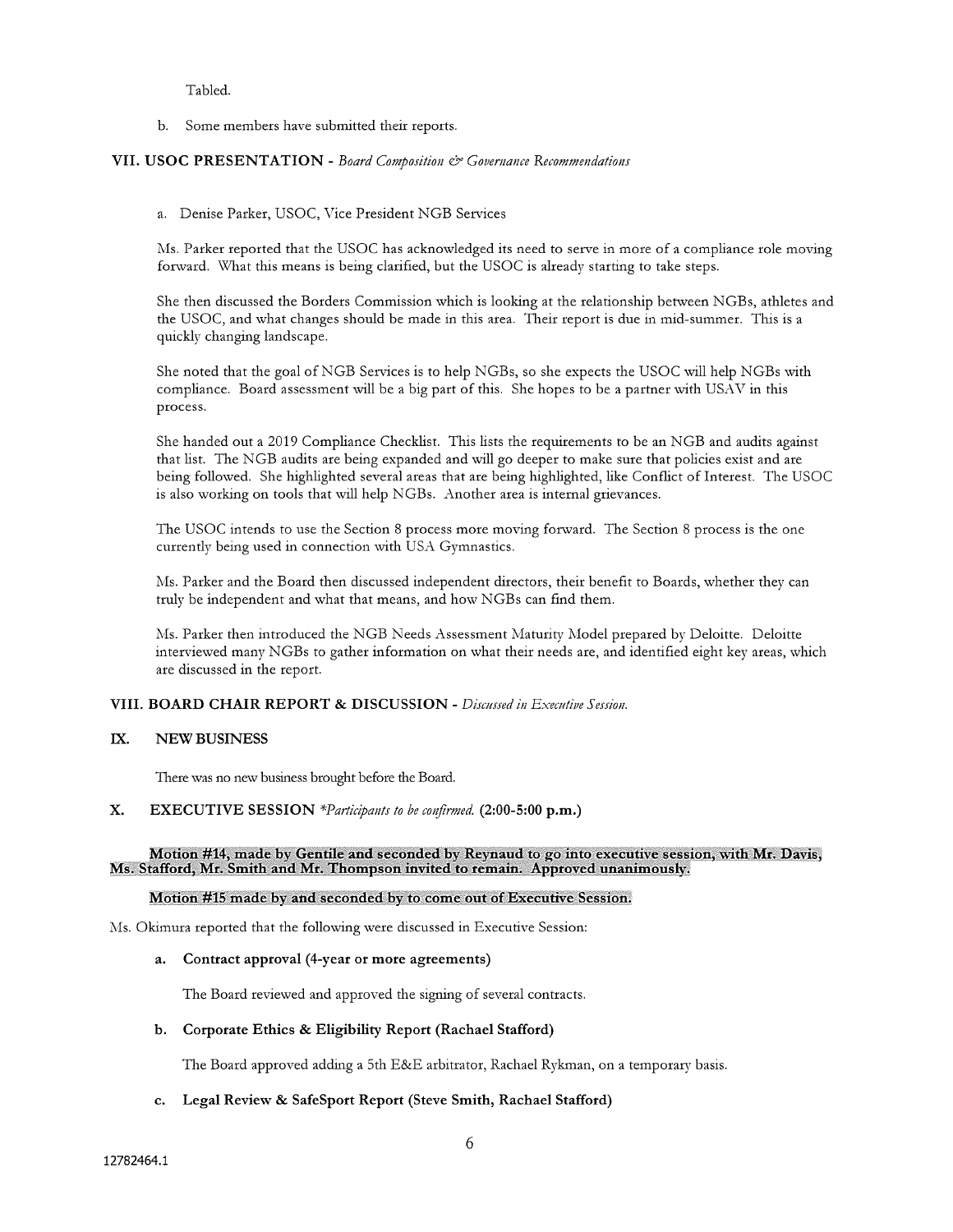Tabled.

b. Some members have submitted their reports.

### VII. USOC PRESENTATION - *Board Composition & Governance Recommendations*

a. Denise Parker, USOC, Vice President NGB Services

Ms. Parker reported that the USOC has acknowledged its need to serve in more of a compliance role moving forward. What this means is being clarified, but the USOC is already starting to take steps.

She then discussed the Borders Commission which is looking at the relationship between NGBs, athletes and the USOC, and what changes should be made in this area. Their report is due in mid-summer. This is a quickly changing landscape.

She noted that the goal of NGB Services is to help NGBs, so she expects the USOC will help NGBs with compliance. Board assessment will be a big part of this. She hopes to be a partner with USAV in this process.

She handed out a 2019 Compliance Checklist. This lists the requirements to be an NGB and audits against that list. The NGB audits are being expanded and will go deeper to make sure that policies exist and are being followed. She highlighted several areas that are being highlighted, like Conflict of Interest. The USOC is also working on tools that will help NGBs. Another area is internal grievances.

The USOC intends to use the Section 8 process more moving forward. The Section 8 process is the one currently being used in connection with USA Gymnastics.

Ms. Parker and the Board then discussed independent directors, their benefit to Boards, whether they can truly be independent and what that means, and how NGBs can find them.

Ms. Parker then introduced the NGB Needs Assessment Maturity Model prepared by Deloitte. Deloitte interviewed many NGBs to gather information on what their needs are, and identified eight key areas, which are discussed in the report.

### VIII. BOARD CHAIR REPORT & DISCUSSION - *Discussed in Executive Session.*

### IX. NEW BUSINESS

There was no new business brought before the Board.

### X. EXECUTIVE SESSION *\*Participants to be confirmed.* (2:00-5:00 p.m.)

**Motion #14, made by Gentile and seconded by Reynaud to go into executive session, with Mr. Davis, Ms. Stafford, Mr. Smith and Mr. Thompson invited to remain. Approved unanimously.**

**Motion #15 made by and seconded by to come out of Executive Session.**

Ms. Okimura reported that the following were discussed in Executive Session:

**a. Contract approval (4-year or more agreements)**

The Board reviewed and approved the signing of several contracts.

**b. Corporate Ethics & Eligibility Report (Rachael Stafford)**

The Board approved adding a 5th E&E arbitrator, Rachael Rykman, on a temporary basis.

**c. Legal Review & SafeSport Report (Steve Smith, Rachael Stafford)**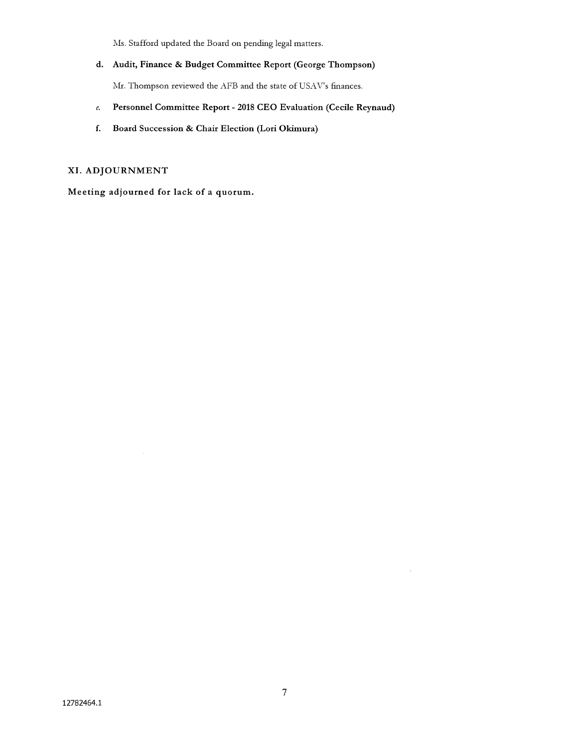Ms. Stafford updated the Board on pending legal matters.

**d. Audit, Finance & Budget Committee Report (George Thompson)**

Mr. Thompson reviewed the AFB and the state of USAV's finances.

**e. Personnel Committee Report - 2018 CEO Evaluation (Cecile Reynaud)**

**f. Board Succession & Chair Election (Lori Okimura)**

## XI. ADJOURNMENT

**Meeting adjourned for lack of a quorum.**

12782464.1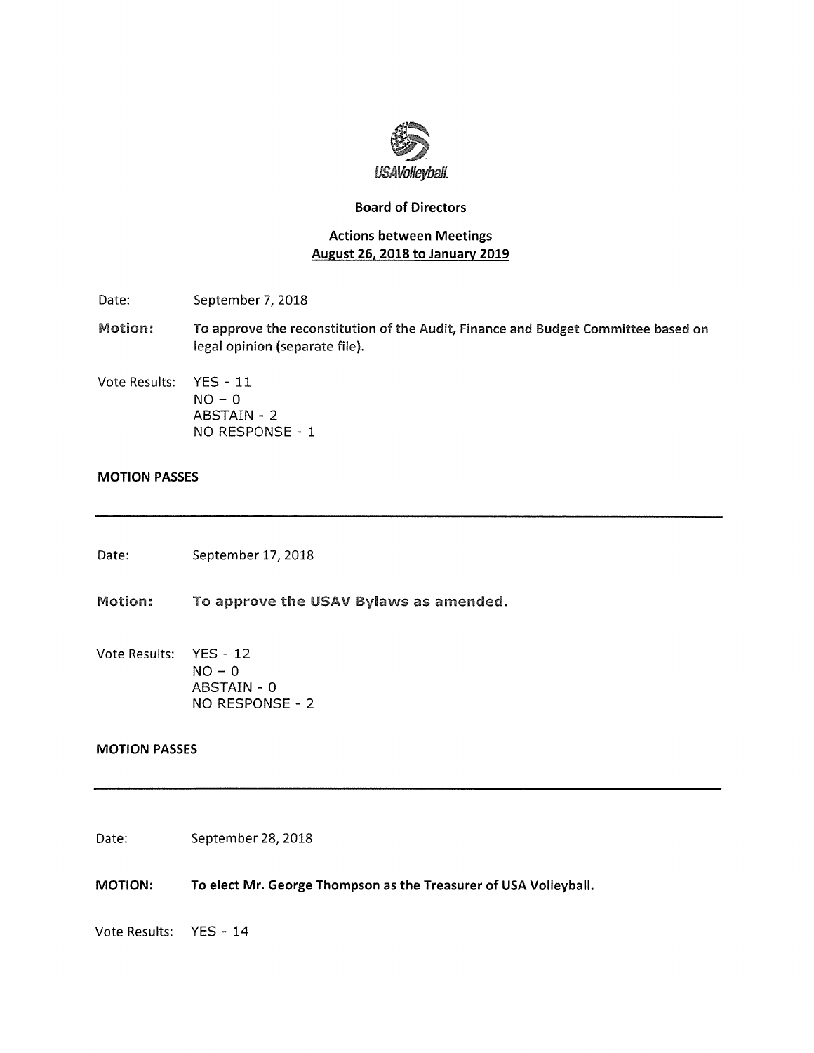USAVolleyball.

**Board of Directors**

**Actions between Meetings**
**August 26, 2018 to January 2019**

Date: September 7, 2018

**Motion:** **To approve the reconstitution of the Audit, Finance and Budget Committee based on legal opinion (separate file).**

Vote Results: YES - 11
NO – 0
ABSTAIN - 2
NO RESPONSE - 1

**MOTION PASSES**

---

Date: September 17, 2018

**Motion:** **To approve the USAV Bylaws as amended.**

Vote Results: YES - 12
NO – 0
ABSTAIN - 0
NO RESPONSE - 2

**MOTION PASSES**

---

Date: September 28, 2018

**MOTION:** **To elect Mr. George Thompson as the Treasurer of USA Volleyball.**

Vote Results: YES - 14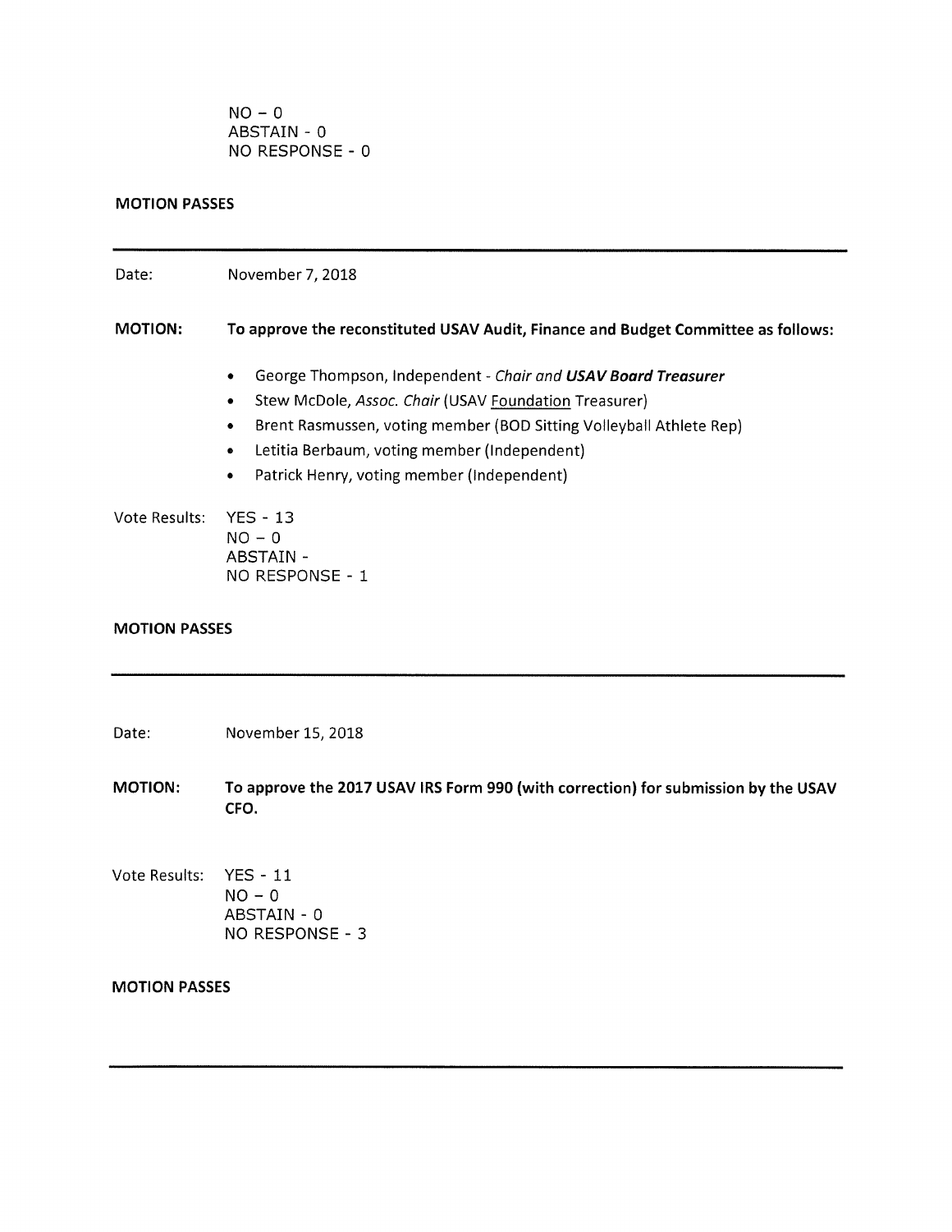NO – 0
ABSTAIN - 0
NO RESPONSE - 0

**MOTION PASSES**

---

Date: November 7, 2018

**MOTION: To approve the reconstituted USAV Audit, Finance and Budget Committee as follows:**

- George Thompson, Independent - *Chair and* ***USAV Board Treasurer***
- Stew McDole, *Assoc. Chair* (USAV Foundation Treasurer)
- Brent Rasmussen, voting member (BOD Sitting Volleyball Athlete Rep)
- Letitia Berbaum, voting member (Independent)
- Patrick Henry, voting member (Independent)

Vote Results: YES - 13
NO – 0
ABSTAIN -
NO RESPONSE - 1

**MOTION PASSES**

---

Date: November 15, 2018

**MOTION: To approve the 2017 USAV IRS Form 990 (with correction) for submission by the USAV CFO.**

Vote Results: YES - 11
NO – 0
ABSTAIN - 0
NO RESPONSE - 3

**MOTION PASSES**

---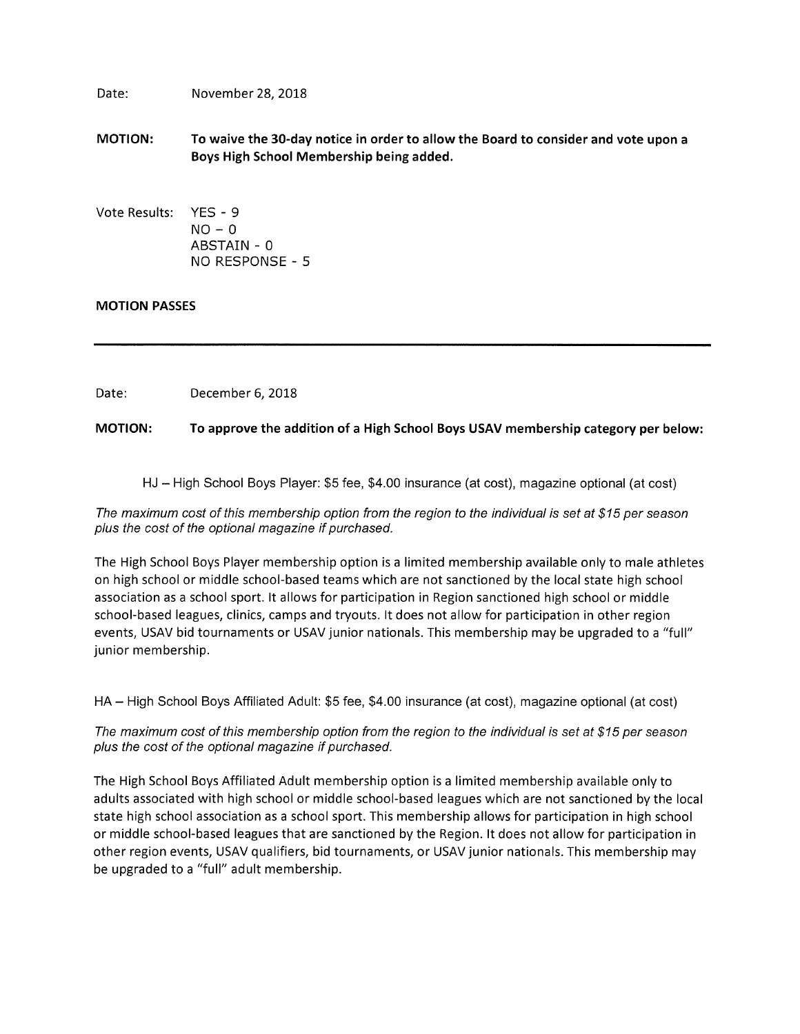Date: November 28, 2018

**MOTION: To waive the 30-day notice in order to allow the Board to consider and vote upon a Boys High School Membership being added.**

Vote Results: YES - 9
NO – 0
ABSTAIN - 0
NO RESPONSE - 5

**MOTION PASSES**

---

Date: December 6, 2018

**MOTION: To approve the addition of a High School Boys USAV membership category per below:**

HJ – High School Boys Player: $5 fee, $4.00 insurance (at cost), magazine optional (at cost)

*The maximum cost of this membership option from the region to the individual is set at $15 per season plus the cost of the optional magazine if purchased.*

The High School Boys Player membership option is a limited membership available only to male athletes on high school or middle school-based teams which are not sanctioned by the local state high school association as a school sport. It allows for participation in Region sanctioned high school or middle school-based leagues, clinics, camps and tryouts. It does not allow for participation in other region events, USAV bid tournaments or USAV junior nationals. This membership may be upgraded to a "full" junior membership.

HA – High School Boys Affiliated Adult: $5 fee, $4.00 insurance (at cost), magazine optional (at cost)

*The maximum cost of this membership option from the region to the individual is set at $15 per season plus the cost of the optional magazine if purchased.*

The High School Boys Affiliated Adult membership option is a limited membership available only to adults associated with high school or middle school-based leagues which are not sanctioned by the local state high school association as a school sport. This membership allows for participation in high school or middle school-based leagues that are sanctioned by the Region. It does not allow for participation in other region events, USAV qualifiers, bid tournaments, or USAV junior nationals. This membership may be upgraded to a "full" adult membership.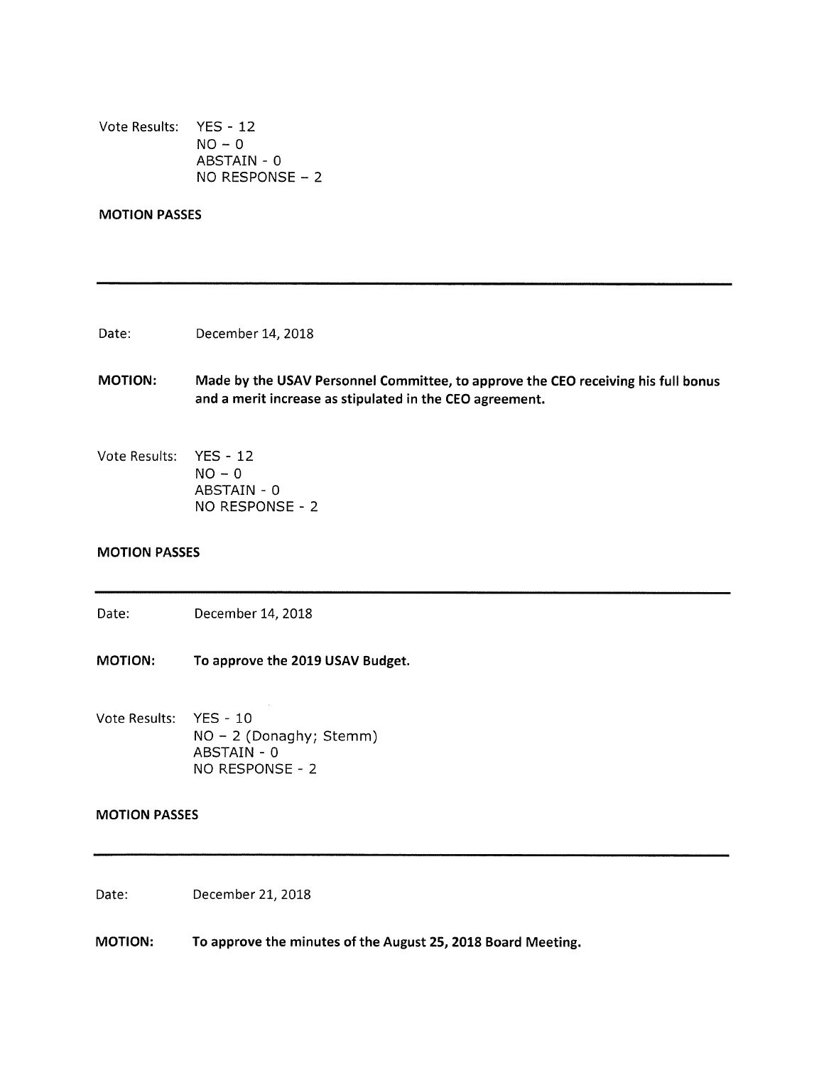Vote Results: YES - 12
NO – 0
ABSTAIN - 0
NO RESPONSE – 2

**MOTION PASSES**

---

Date: December 14, 2018

**MOTION: Made by the USAV Personnel Committee, to approve the CEO receiving his full bonus and a merit increase as stipulated in the CEO agreement.**

Vote Results: YES - 12
NO – 0
ABSTAIN - 0
NO RESPONSE - 2

**MOTION PASSES**

---

Date: December 14, 2018

**MOTION: To approve the 2019 USAV Budget.**

Vote Results: YES - 10
NO – 2 (Donaghy; Stemm)
ABSTAIN - 0
NO RESPONSE - 2

**MOTION PASSES**

---

Date: December 21, 2018

**MOTION: To approve the minutes of the August 25, 2018 Board Meeting.**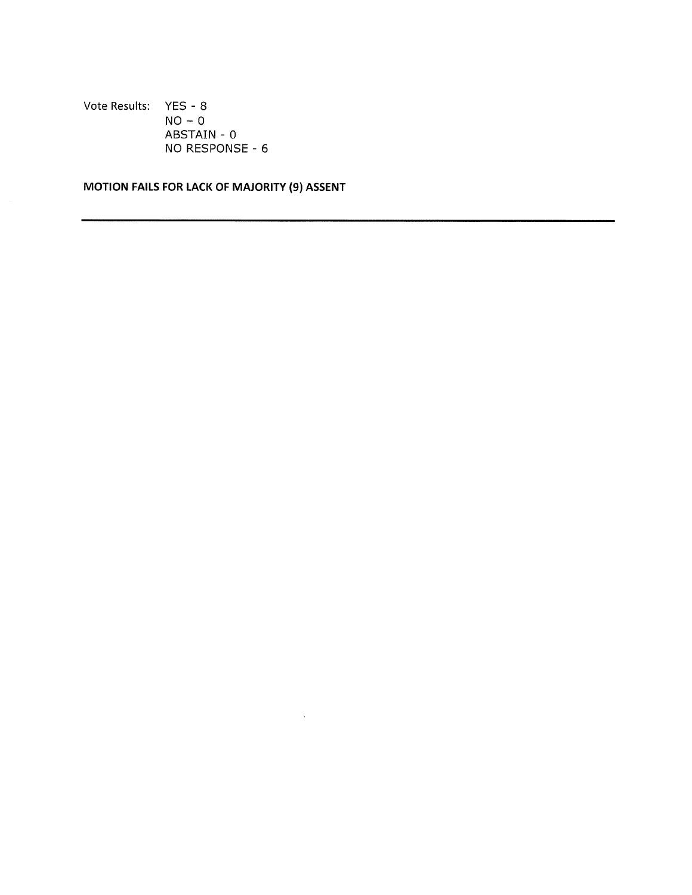Vote Results: YES - 8
NO – 0
ABSTAIN - 0
NO RESPONSE - 6

**MOTION FAILS FOR LACK OF MAJORITY (9) ASSENT**

---